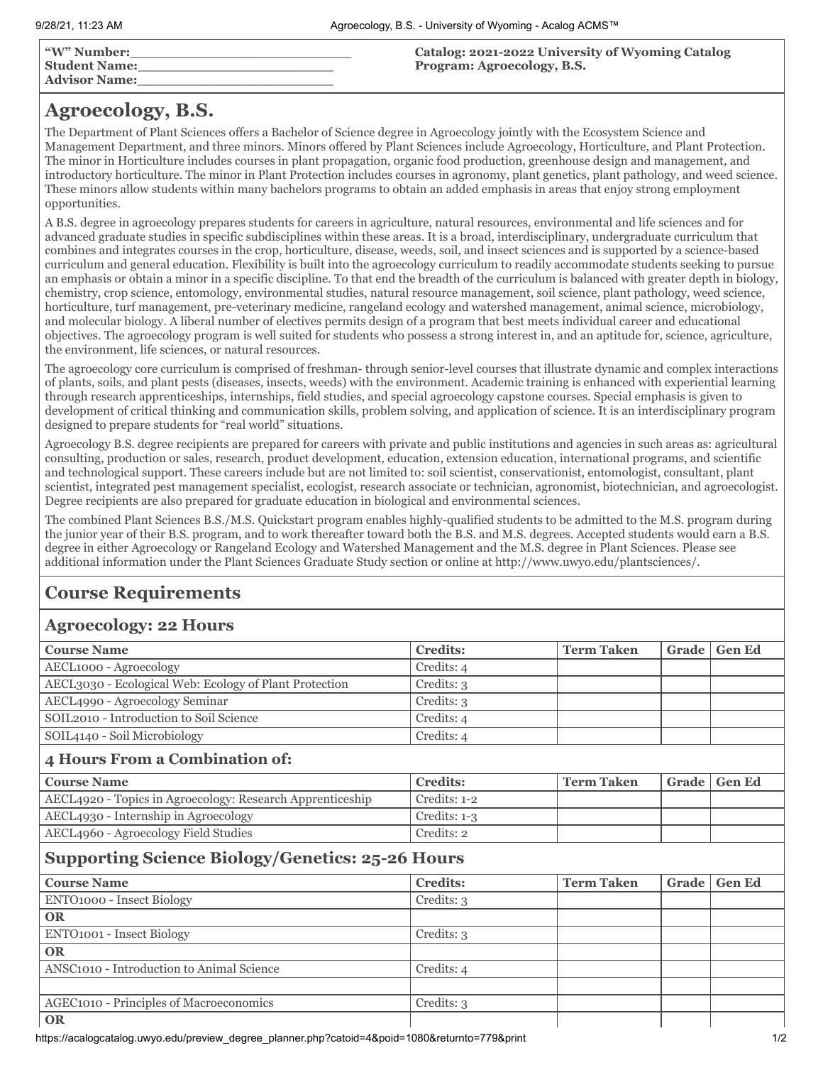**"W" Number:**\_\_\_\_\_\_\_\_\_\_\_\_\_\_\_\_\_\_\_\_\_\_\_\_\_
**Student Name:**\_\_\_\_\_\_\_\_\_\_\_\_\_\_\_\_\_\_\_\_\_\_\_
**Advisor Name:**\_\_\_\_\_\_\_\_\_\_\_\_\_\_\_\_\_\_\_\_\_\_\_

**Catalog: 2021-2022 University of Wyoming Catalog**
**Program: Agroecology, B.S.**

# Agroecology, B.S.

The Department of Plant Sciences offers a Bachelor of Science degree in Agroecology jointly with the Ecosystem Science and Management Department, and three minors. Minors offered by Plant Sciences include Agroecology, Horticulture, and Plant Protection. The minor in Horticulture includes courses in plant propagation, organic food production, greenhouse design and management, and introductory horticulture. The minor in Plant Protection includes courses in agronomy, plant genetics, plant pathology, and weed science. These minors allow students within many bachelors programs to obtain an added emphasis in areas that enjoy strong employment opportunities.

A B.S. degree in agroecology prepares students for careers in agriculture, natural resources, environmental and life sciences and for advanced graduate studies in specific subdisciplines within these areas. It is a broad, interdisciplinary, undergraduate curriculum that combines and integrates courses in the crop, horticulture, disease, weeds, soil, and insect sciences and is supported by a science-based curriculum and general education. Flexibility is built into the agroecology curriculum to readily accommodate students seeking to pursue an emphasis or obtain a minor in a specific discipline. To that end the breadth of the curriculum is balanced with greater depth in biology, chemistry, crop science, entomology, environmental studies, natural resource management, soil science, plant pathology, weed science, horticulture, turf management, pre-veterinary medicine, rangeland ecology and watershed management, animal science, microbiology, and molecular biology. A liberal number of electives permits design of a program that best meets individual career and educational objectives. The agroecology program is well suited for students who possess a strong interest in, and an aptitude for, science, agriculture, the environment, life sciences, or natural resources.

The agroecology core curriculum is comprised of freshman- through senior-level courses that illustrate dynamic and complex interactions of plants, soils, and plant pests (diseases, insects, weeds) with the environment. Academic training is enhanced with experiential learning through research apprenticeships, internships, field studies, and special agroecology capstone courses. Special emphasis is given to development of critical thinking and communication skills, problem solving, and application of science. It is an interdisciplinary program designed to prepare students for "real world" situations.

Agroecology B.S. degree recipients are prepared for careers with private and public institutions and agencies in such areas as: agricultural consulting, production or sales, research, product development, education, extension education, international programs, and scientific and technological support. These careers include but are not limited to: soil scientist, conservationist, entomologist, consultant, plant scientist, integrated pest management specialist, ecologist, research associate or technician, agronomist, biotechnician, and agroecologist. Degree recipients are also prepared for graduate education in biological and environmental sciences.

The combined Plant Sciences B.S./M.S. Quickstart program enables highly-qualified students to be admitted to the M.S. program during the junior year of their B.S. program, and to work thereafter toward both the B.S. and M.S. degrees. Accepted students would earn a B.S. degree in either Agroecology or Rangeland Ecology and Watershed Management and the M.S. degree in Plant Sciences. Please see additional information under the Plant Sciences Graduate Study section or online at http://www.uwyo.edu/plantsciences/.

## Course Requirements

### Agroecology: 22 Hours

| Course Name | Credits: | Term Taken | Grade | Gen Ed |
|---|---|---|---|---|
| AECL1000 - Agroecology | Credits: 4 | | | |
| AECL3030 - Ecological Web: Ecology of Plant Protection | Credits: 3 | | | |
| AECL4990 - Agroecology Seminar | Credits: 3 | | | |
| SOIL2010 - Introduction to Soil Science | Credits: 4 | | | |
| SOIL4140 - Soil Microbiology | Credits: 4 | | | |

### 4 Hours From a Combination of:

| Course Name | Credits: | Term Taken | Grade | Gen Ed |
|---|---|---|---|---|
| AECL4920 - Topics in Agroecology: Research Apprenticeship | Credits: 1-2 | | | |
| AECL4930 - Internship in Agroecology | Credits: 1-3 | | | |
| AECL4960 - Agroecology Field Studies | Credits: 2 | | | |

### Supporting Science Biology/Genetics: 25-26 Hours

| Course Name | Credits: | Term Taken | Grade | Gen Ed |
|---|---|---|---|---|
| ENTO1000 - Insect Biology | Credits: 3 | | | |
| **OR** | | | | |
| ENTO1001 - Insect Biology | Credits: 3 | | | |
| **OR** | | | | |
| ANSC1010 - Introduction to Animal Science | Credits: 4 | | | |
| | | | | |
| AGEC1010 - Principles of Macroeconomics | Credits: 3 | | | |
| **OR** | | | | |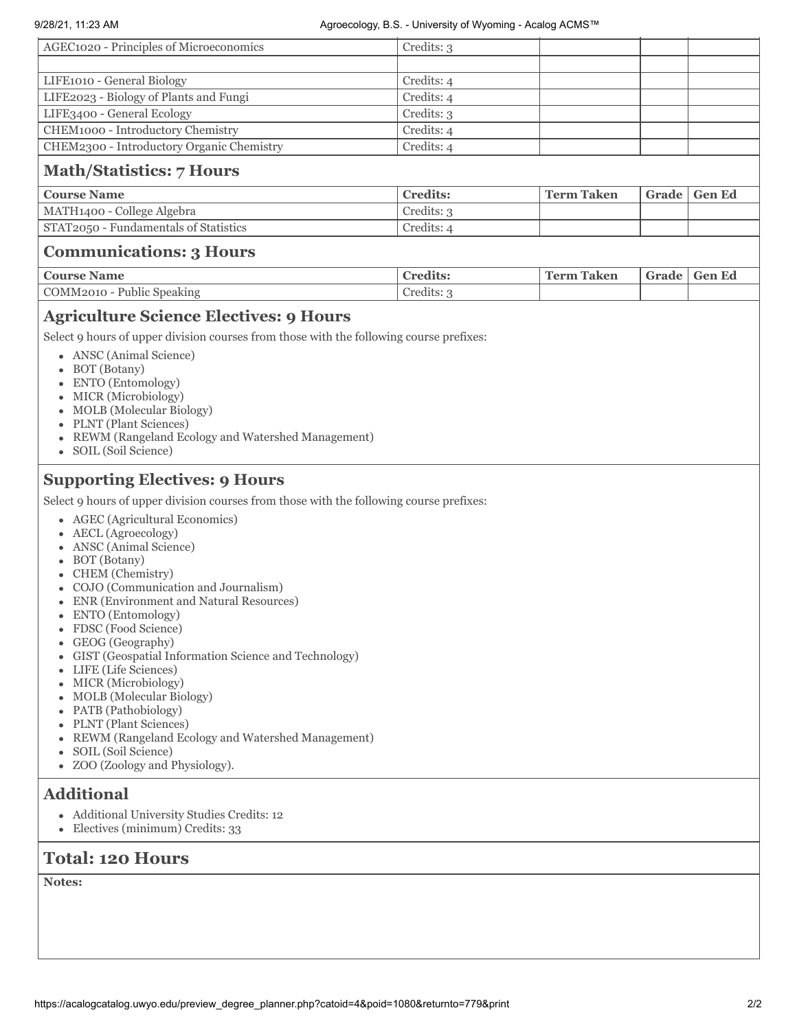| | | | | |
|---|---|---|---|---|
| AGEC1020 - Principles of Microeconomics | Credits: 3 | | | |
| | | | | |
| LIFE1010 - General Biology | Credits: 4 | | | |
| LIFE2023 - Biology of Plants and Fungi | Credits: 4 | | | |
| LIFE3400 - General Ecology | Credits: 3 | | | |
| CHEM1000 - Introductory Chemistry | Credits: 4 | | | |
| CHEM2300 - Introductory Organic Chemistry | Credits: 4 | | | |

## Math/Statistics: 7 Hours

| Course Name | Credits: | Term Taken | Grade | Gen Ed |
|---|---|---|---|---|
| MATH1400 - College Algebra | Credits: 3 | | | |
| STAT2050 - Fundamentals of Statistics | Credits: 4 | | | |

## Communications: 3 Hours

| Course Name | Credits: | Term Taken | Grade | Gen Ed |
|---|---|---|---|---|
| COMM2010 - Public Speaking | Credits: 3 | | | |

## Agriculture Science Electives: 9 Hours

Select 9 hours of upper division courses from those with the following course prefixes:

- ANSC (Animal Science)
- BOT (Botany)
- ENTO (Entomology)
- MICR (Microbiology)
- MOLB (Molecular Biology)
- PLNT (Plant Sciences)
- REWM (Rangeland Ecology and Watershed Management)
- SOIL (Soil Science)

## Supporting Electives: 9 Hours

Select 9 hours of upper division courses from those with the following course prefixes:

- AGEC (Agricultural Economics)
- AECL (Agroecology)
- ANSC (Animal Science)
- BOT (Botany)
- CHEM (Chemistry)
- COJO (Communication and Journalism)
- ENR (Environment and Natural Resources)
- ENTO (Entomology)
- FDSC (Food Science)
- GEOG (Geography)
- GIST (Geospatial Information Science and Technology)
- LIFE (Life Sciences)
- MICR (Microbiology)
- MOLB (Molecular Biology)
- PATB (Pathobiology)
- PLNT (Plant Sciences)
- REWM (Rangeland Ecology and Watershed Management)
- SOIL (Soil Science)
- ZOO (Zoology and Physiology).

## Additional

- Additional University Studies Credits: 12
- Electives (minimum) Credits: 33

## Total: 120 Hours

**Notes:**